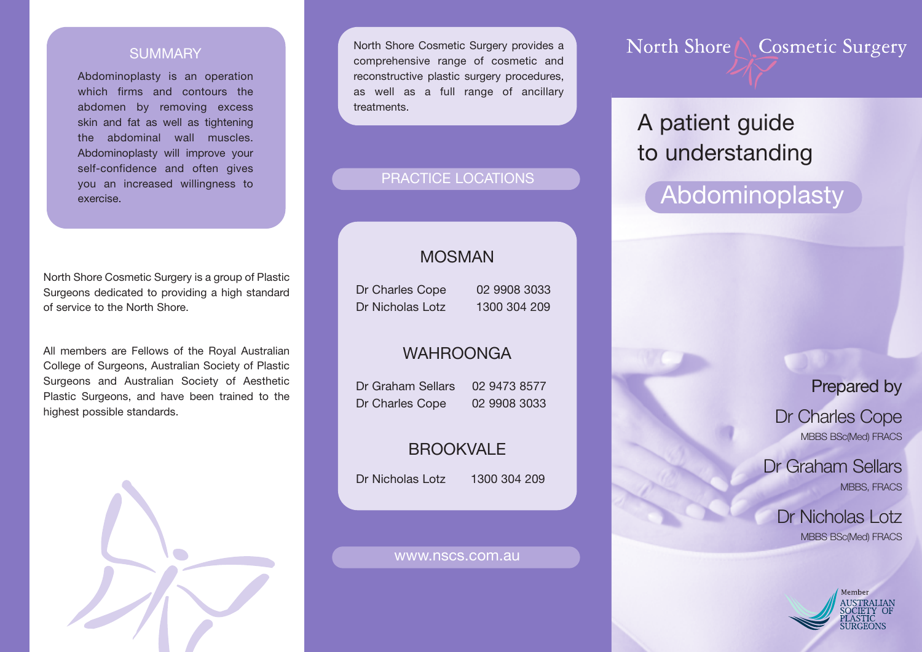## SUMMARY

Abdominoplasty is an operation which firms and contours the abdomen by removing excess skin and fat as well as tightening the abdominal wall muscles. Abdominoplasty will improve your self-confidence and often gives you an increased willingness to exercise.

North Shore Cosmetic Surgery is a group of Plastic Surgeons dedicated to providing a high standard of service to the North Shore.

All members are Fellows of the Royal Australian College of Surgeons, Australian Society of Plastic Surgeons and Australian Society of Aesthetic Plastic Surgeons, and have been trained to the highest possible standards.

North Shore Cosmetic Surgery provides a comprehensive range of cosmetic and reconstructive plastic surgery procedures, as well as a full range of ancillary treatments.

## PRACTICE LOCATIONS

### MOSMAN

Dr Charles Cope 02 9908 3033
Dr Nicholas Lotz 1300 304 209

### WAHROONGA

Dr Graham Sellars 02 9473 8577
Dr Charles Cope 02 9908 3033

### BROOKVALE

Dr Nicholas Lotz 1300 304 209

www.nscs.com.au

North Shore Cosmetic Surgery

# A patient guide to understanding

# Abdominoplasty

Prepared by

Dr Charles Cope
MBBS BSc(Med) FRACS

Dr Graham Sellars
MBBS, FRACS

Dr Nicholas Lotz
MBBS BSc(Med) FRACS

Member
AUSTRALIAN SOCIETY OF PLASTIC SURGEONS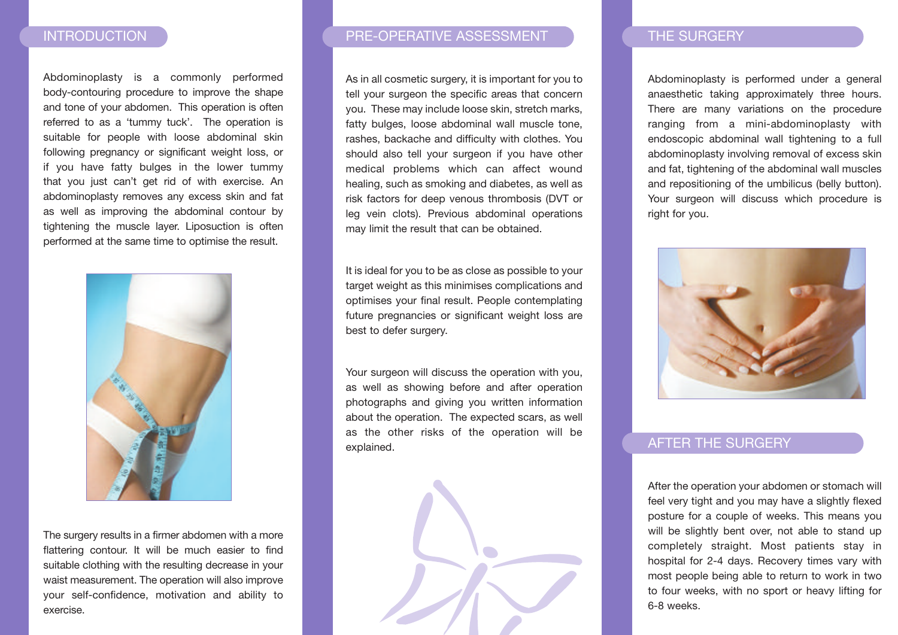## INTRODUCTION

Abdominoplasty is a commonly performed body-contouring procedure to improve the shape and tone of your abdomen. This operation is often referred to as a 'tummy tuck'. The operation is suitable for people with loose abdominal skin following pregnancy or significant weight loss, or if you have fatty bulges in the lower tummy that you just can't get rid of with exercise. An abdominoplasty removes any excess skin and fat as well as improving the abdominal contour by tightening the muscle layer. Liposuction is often performed at the same time to optimise the result.

The surgery results in a firmer abdomen with a more flattering contour. It will be much easier to find suitable clothing with the resulting decrease in your waist measurement. The operation will also improve your self-confidence, motivation and ability to exercise.

## PRE-OPERATIVE ASSESSMENT

As in all cosmetic surgery, it is important for you to tell your surgeon the specific areas that concern you. These may include loose skin, stretch marks, fatty bulges, loose abdominal wall muscle tone, rashes, backache and difficulty with clothes. You should also tell your surgeon if you have other medical problems which can affect wound healing, such as smoking and diabetes, as well as risk factors for deep venous thrombosis (DVT or leg vein clots). Previous abdominal operations may limit the result that can be obtained.

It is ideal for you to be as close as possible to your target weight as this minimises complications and optimises your final result. People contemplating future pregnancies or significant weight loss are best to defer surgery.

Your surgeon will discuss the operation with you, as well as showing before and after operation photographs and giving you written information about the operation. The expected scars, as well as the other risks of the operation will be explained.

## THE SURGERY

Abdominoplasty is performed under a general anaesthetic taking approximately three hours. There are many variations on the procedure ranging from a mini-abdominoplasty with endoscopic abdominal wall tightening to a full abdominoplasty involving removal of excess skin and fat, tightening of the abdominal wall muscles and repositioning of the umbilicus (belly button). Your surgeon will discuss which procedure is right for you.

## AFTER THE SURGERY

After the operation your abdomen or stomach will feel very tight and you may have a slightly flexed posture for a couple of weeks. This means you will be slightly bent over, not able to stand up completely straight. Most patients stay in hospital for 2-4 days. Recovery times vary with most people being able to return to work in two to four weeks, with no sport or heavy lifting for 6-8 weeks.